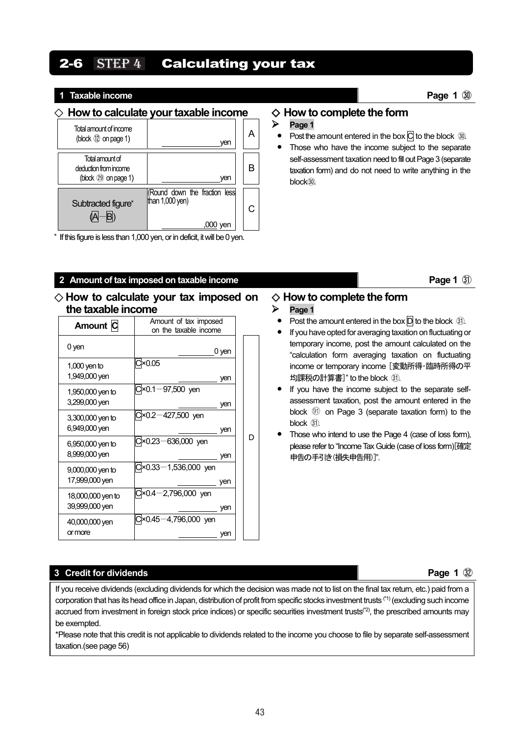# 2-6 STEP 4 Calculating your tax

## 1 Taxable income

**Page 1 ㉚**

### ◇ How to calculate your taxable income

| | | |
|---|---|---|
| Total amount of income (block ⑫ on page 1) | ____________yen | A |
| Total amount of deduction from income (block ㉙ on page 1) | ____________yen | B |
| Subtracted figure* (A−B) | (Round down the fraction less than 1,000 yen) ____________,000 yen | C |

\* If this figure is less than 1,000 yen, or in deficit, it will be 0 yen.

### ◇ How to complete the form

➢ **Page 1**

- Post the amount entered in the box C to the block ㉚.
- Those who have the income subject to the separate self-assessment taxation need to fill out Page 3 (separate taxation form) and do not need to write anything in the block㉚.

## 2 Amount of tax imposed on taxable income

**Page 1 ㉛**

### ◇ How to calculate your tax imposed on the taxable income

| Amount C | Amount of tax imposed on the taxable income | |
|---|---|---|
| 0 yen | ________0 yen | D |
| 1,000 yen to 1,949,000 yen | C×0.05 ________yen | |
| 1,950,000 yen to 3,299,000 yen | C×0.1−97,500 yen ________yen | |
| 3,300,000 yen to 6,949,000 yen | C×0.2−427,500 yen ________yen | |
| 6,950,000 yen to 8,999,000 yen | C×0.23−636,000 yen ________yen | |
| 9,000,000 yen to 17,999,000 yen | C×0.33−1,536,000 yen ________yen | |
| 18,000,000 yen to 39,999,000 yen | C×0.4−2,796,000 yen ________yen | |
| 40,000,000 yen or more | C×0.45−4,796,000 yen ________yen | |

### ◇ How to complete the form

➢ **Page 1**

- Post the amount entered in the box D to the block ㉛.
- If you have opted for averaging taxation on fluctuating or temporary income, post the amount calculated on the "calculation form averaging taxation on fluctuating income or temporary income［変動所得･臨時所得の平均課税の計算書］" to the block ㉛.
- If you have the income subject to the separate self-assessment taxation, post the amount entered in the block ㊽ on Page 3 (separate taxation form) to the block ㉛.
- Those who intend to use the Page 4 (case of loss form), please refer to "Income Tax Guide (case of loss form)［確定申告の手引き(損失申告用)］".

## 3 Credit for dividends

**Page 1 ㉜**

If you receive dividends (excluding dividends for which the decision was made not to list on the final tax return, etc.) paid from a corporation that has its head office in Japan, distribution of profit from specific stocks investment trusts (*1) (excluding such income accrued from investment in foreign stock price indices) or specific securities investment trusts(*2), the prescribed amounts may be exempted.

*Please note that this credit is not applicable to dividends related to the income you choose to file by separate self-assessment taxation.(see page 56)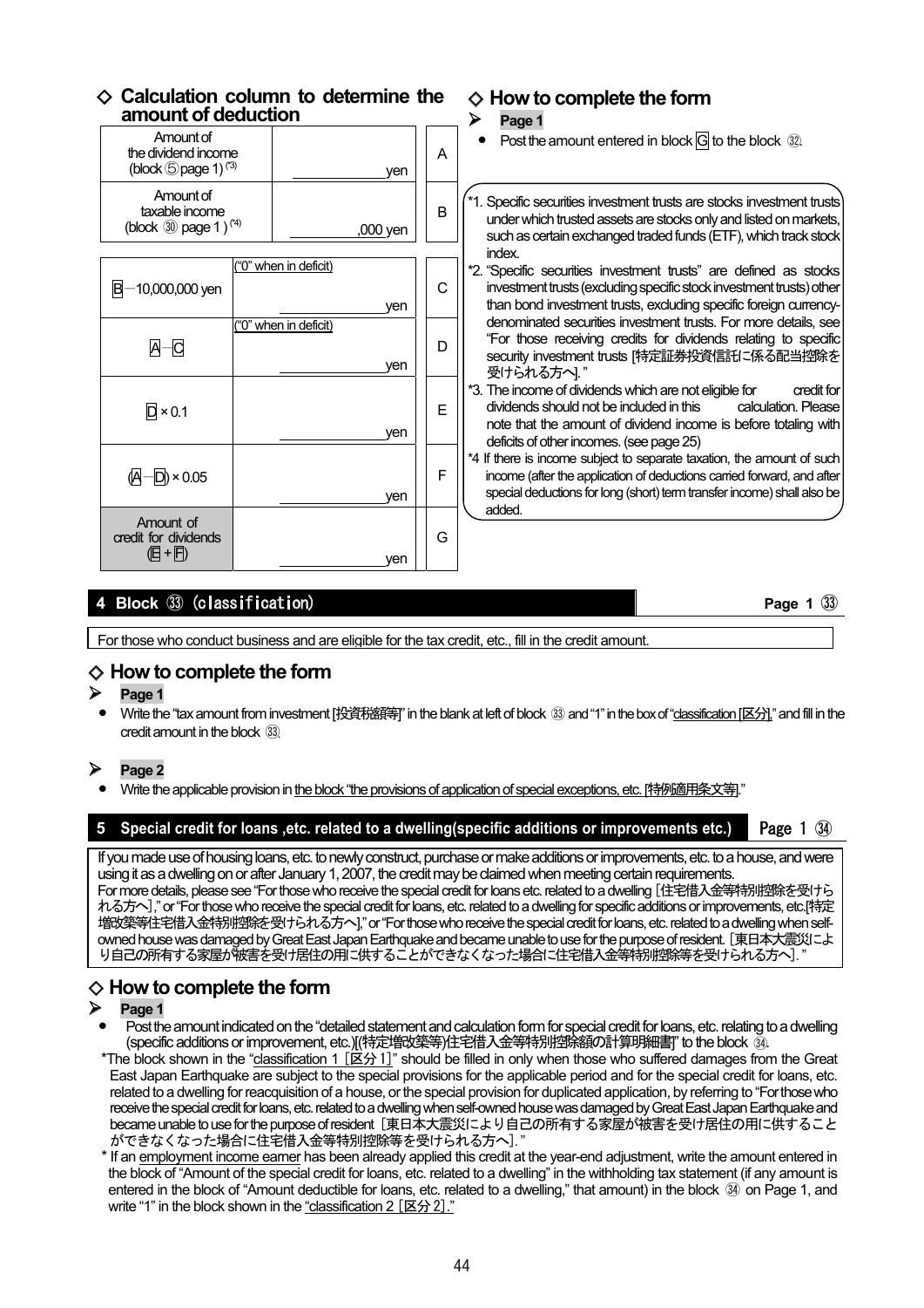## ◇ Calculation column to determine the amount of deduction

| | | |
|---|---|---|
| Amount of the dividend income (block ⑤ page 1) [*3] | yen | A |
| Amount of taxable income (block ㉚ page 1 ) [*4] | ,000 yen | B |

| | | |
|---|---|---|
| B − 10,000,000 yen | ("0" when in deficit) yen | C |
| A − C | ("0" when in deficit) yen | D |
| D × 0.1 | yen | E |
| (A − D) × 0.05 | yen | F |
| Amount of credit for dividends (E + F) | yen | G |

## ◇ How to complete the form

➢ **Page 1**

- Post the amount entered in block G to the block ㉜.

*1. Specific securities investment trusts are stocks investment trusts under which trusted assets are stocks only and listed on markets, such as certain exchanged traded funds (ETF), which track stock index.

*2. "Specific securities investment trusts" are defined as stocks investment trusts (excluding specific stock investment trusts) other than bond investment trusts, excluding specific foreign currency-denominated securities investment trusts. For more details, see "For those receiving credits for dividends relating to specific security investment trusts [特定証券投資信託に係る配当控除を受けられる方へ]."

*3. The income of dividends which are not eligible for credit for dividends should not be included in this calculation. Please note that the amount of dividend income is before totaling with deficits of other incomes. (see page 25)

*4 If there is income subject to separate taxation, the amount of such income (after the application of deductions carried forward, and after special deductions for long (short) term transfer income) shall also be added.

## 4 Block ㉝ (classification) — Page 1 ㉝

For those who conduct business and are eligible for the tax credit, etc., fill in the credit amount.

## ◇ How to complete the form

➢ **Page 1**

- Write the "tax amount from investment [投資税額等]" in the blank at left of block ㉝ and "1" in the box of "classification [区分]," and fill in the credit amount in the block ㉝.

➢ **Page 2**

- Write the applicable provision in the block "the provisions of application of special exceptions, etc. [特例適用条文等]."

## 5 Special credit for loans ,etc. related to a dwelling(specific additions or improvements etc.) — Page 1 ㉞

If you made use of housing loans, etc. to newly construct, purchase or make additions or improvements, etc. to a house, and were using it as a dwelling on or after January 1, 2007, the credit may be claimed when meeting certain requirements.
For more details, please see "For those who receive the special credit for loans etc. related to a dwelling [住宅借入金等特別控除を受けられる方へ]," or "For those who receive the special credit for loans, etc. related to a dwelling for specific additions or improvements, etc.[特定増改築等住宅借入金特別控除を受けられる方へ]," or "For those who receive the special credit for loans, etc. related to a dwelling when self-owned house was damaged by Great East Japan Earthquake and became unable to use for the purpose of resident. [東日本大震災により自己の所有する家屋が被害を受け居住の用に供することができなくなった場合に住宅借入金等特別控除等を受けられる方へ]."

## ◇ How to complete the form

➢ **Page 1**

- Post the amount indicated on the "detailed statement and calculation form for special credit for loans, etc. relating to a dwelling (specific additions or improvement, etc.)[(特定増改築等)住宅借入金等特別控除額の計算明細書]" to the block ㉞.

*The block shown in the "classification 1 [区分1]" should be filled in only when those who suffered damages from the Great East Japan Earthquake are subject to the special provisions for the applicable period and for the special credit for loans, etc. related to a dwelling for reacquisition of a house, or the special provision for duplicated application, by referring to "For those who receive the special credit for loans, etc. related to a dwelling when self-owned house was damaged by Great East Japan Earthquake and became unable to use for the purpose of resident [東日本大震災により自己の所有する家屋が被害を受け居住の用に供することができなくなった場合に住宅借入金等特別控除等を受けられる方へ]."

* If an employment income earner has been already applied this credit at the year-end adjustment, write the amount entered in the block of "Amount of the special credit for loans, etc. related to a dwelling" in the withholding tax statement (if any amount is entered in the block of "Amount deductible for loans, etc. related to a dwelling," that amount) in the block ㉞ on Page 1, and write "1" in the block shown in the "classification 2 [区分2]."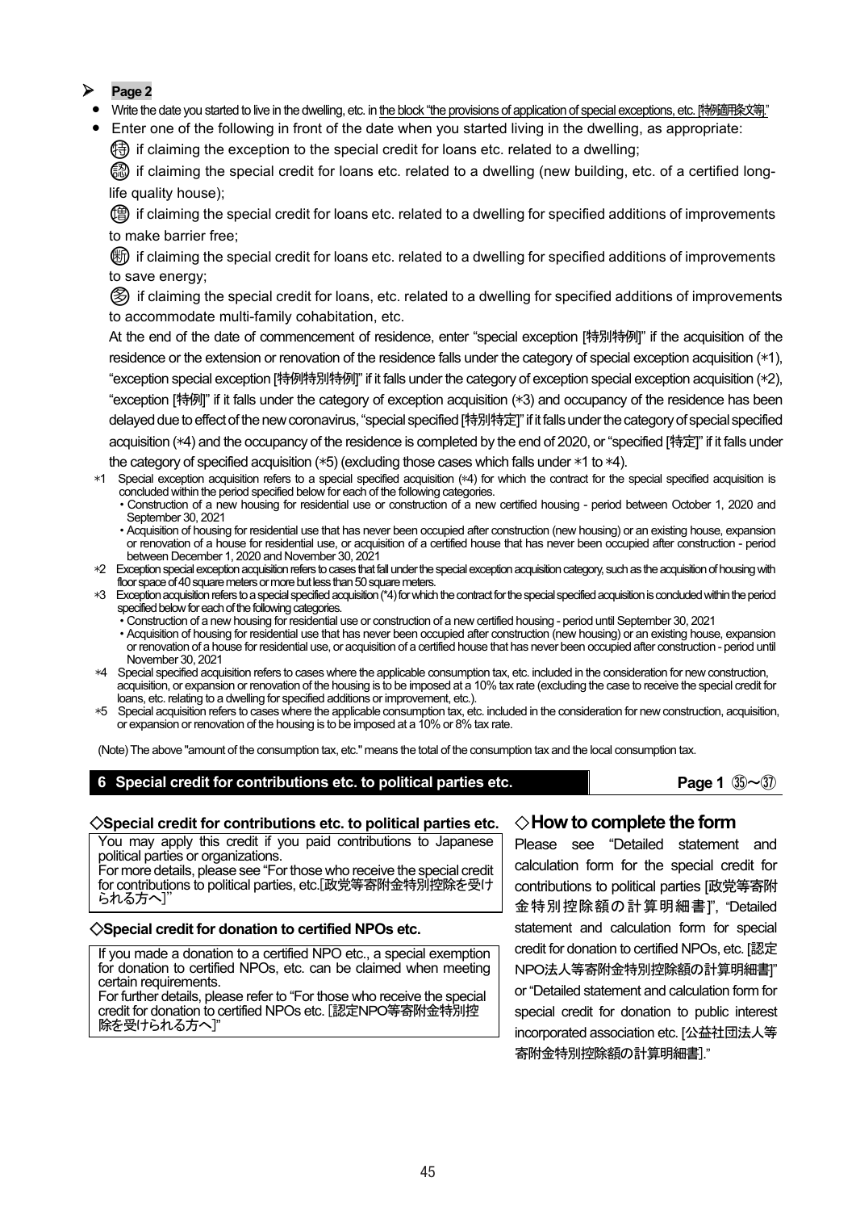## Page 2

- Write the date you started to live in the dwelling, etc. in the block "the provisions of application of special exceptions, etc. [特例適用条文等]."
- Enter one of the following in front of the date when you started living in the dwelling, as appropriate:

  ㊕ if claiming the exception to the special credit for loans etc. related to a dwelling;

  ㊔ if claiming the special credit for loans etc. related to a dwelling (new building, etc. of a certified long-life quality house);

  ㊝ if claiming the special credit for loans etc. related to a dwelling for specified additions of improvements to make barrier free;

  ㊖ if claiming the special credit for loans etc. related to a dwelling for specified additions of improvements to save energy;

  ㊫ if claiming the special credit for loans, etc. related to a dwelling for specified additions of improvements to accommodate multi-family cohabitation, etc.

  At the end of the date of commencement of residence, enter "special exception [特別特例]" if the acquisition of the residence or the extension or renovation of the residence falls under the category of special exception acquisition (*1), "exception special exception [特例特別特例]" if it falls under the category of exception special exception acquisition (*2), "exception [特例]" if it falls under the category of exception acquisition (*3) and occupancy of the residence has been delayed due to effect of the new coronavirus, "special specified [特別特定]" if it falls under the category of special specified acquisition (*4) and the occupancy of the residence is completed by the end of 2020, or "specified [特定]" if it falls under the category of specified acquisition (*5) (excluding those cases which falls under *1 to *4).

*1 Special exception acquisition refers to a special specified acquisition (*4) for which the contract for the special specified acquisition is concluded within the period specified below for each of the following categories.
- Construction of a new housing for residential use or construction of a new certified housing - period between October 1, 2020 and September 30, 2021
- Acquisition of housing for residential use that has never been occupied after construction (new housing) or an existing house, expansion or renovation of a house for residential use, or acquisition of a certified house that has never been occupied after construction - period between December 1, 2020 and November 30, 2021

*2 Exception special exception acquisition refers to cases that fall under the special exception acquisition category, such as the acquisition of housing with floor space of 40 square meters or more but less than 50 square meters.

*3 Exception acquisition refers to a special specified acquisition (*4) for which the contract for the special specified acquisition is concluded within the period specified below for each of the following categories.
- Construction of a new housing for residential use or construction of a new certified housing - period until September 30, 2021
- Acquisition of housing for residential use that has never been occupied after construction (new housing) or an existing house, expansion or renovation of a house for residential use, or acquisition of a certified house that has never been occupied after construction - period until November 30, 2021

*4 Special specified acquisition refers to cases where the applicable consumption tax, etc. included in the consideration for new construction, acquisition, or expansion or renovation of the housing is to be imposed at a 10% tax rate (excluding the case to receive the special credit for loans, etc. relating to a dwelling for specified additions or improvement, etc.).

*5 Special acquisition refers to cases where the applicable consumption tax, etc. included in the consideration for new construction, acquisition, or expansion or renovation of the housing is to be imposed at a 10% or 8% tax rate.

(Note) The above "amount of the consumption tax, etc." means the total of the consumption tax and the local consumption tax.

## 6 Special credit for contributions etc. to political parties etc. — Page 1 ㉟〜㊲

### ◇Special credit for contributions etc. to political parties etc.

You may apply this credit if you paid contributions to Japanese political parties or organizations.
For more details, please see "For those who receive the special credit for contributions to political parties, etc.[政党等寄附金特別控除を受けられる方へ]"

### ◇Special credit for donation to certified NPOs etc.

If you made a donation to a certified NPO etc., a special exemption for donation to certified NPOs, etc. can be claimed when meeting certain requirements.
For further details, please refer to "For those who receive the special credit for donation to certified NPOs etc. [認定NPO等寄附金特別控除を受けられる方へ]"

### ◇How to complete the form

Please see "Detailed statement and calculation form for the special credit for contributions to political parties [政党等寄附金特別控除額の計算明細書]", "Detailed statement and calculation form for special credit for donation to certified NPOs, etc. [認定NPO法人等寄附金特別控除額の計算明細書]" or "Detailed statement and calculation form for special credit for donation to public interest incorporated association etc. [公益社団法人等寄附金特別控除額の計算明細書]."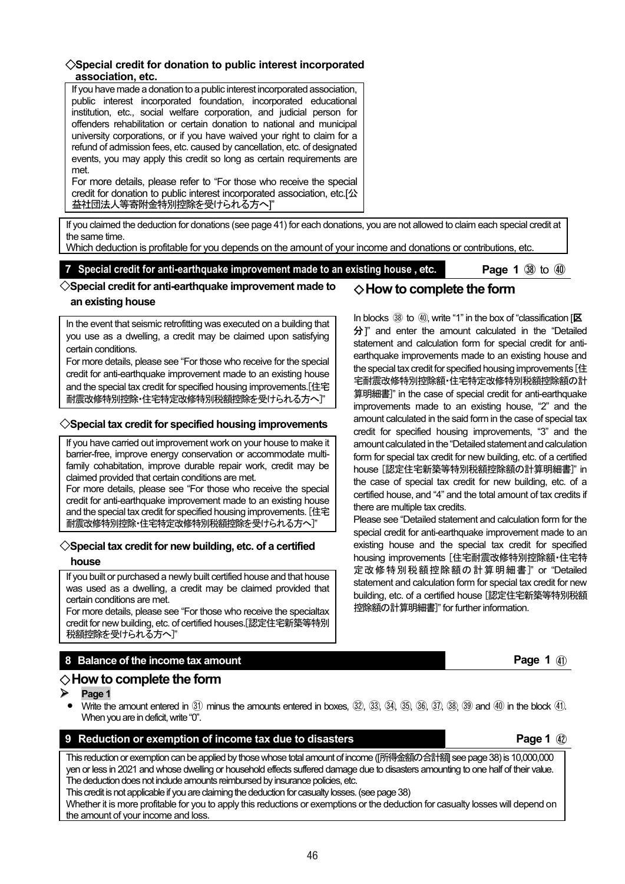### ◇Special credit for donation to public interest incorporated association, etc.

If you have made a donation to a public interest incorporated association, public interest incorporated foundation, incorporated educational institution, etc., social welfare corporation, and judicial person for offenders rehabilitation or certain donation to national and municipal university corporations, or if you have waived your right to claim for a refund of admission fees, etc. caused by cancellation, etc. of designated events, you may apply this credit so long as certain requirements are met.
For more details, please refer to "For those who receive the special credit for donation to public interest incorporated association, etc.[公益社団法人等寄附金特別控除を受けられる方へ]"

If you claimed the deduction for donations (see page 41) for each donations, you are not allowed to claim each special credit at the same time.
Which deduction is profitable for you depends on the amount of your income and donations or contributions, etc.

## 7 Special credit for anti-earthquake improvement made to an existing house , etc. — Page 1 ㊳ to ㊵

### ◇Special credit for anti-earthquake improvement made to an existing house

In the event that seismic retrofitting was executed on a building that you use as a dwelling, a credit may be claimed upon satisfying certain conditions.
For more details, please see "For those who receive for the special credit for anti-earthquake improvement made to an existing house and the special tax credit for specified housing improvements.[住宅耐震改修特別控除・住宅特定改修特別税額控除を受けられる方へ]"

### ◇Special tax credit for specified housing improvements

If you have carried out improvement work on your house to make it barrier-free, improve energy conservation or accommodate multi-family cohabitation, improve durable repair work, credit may be claimed provided that certain conditions are met.
For more details, please see "For those who receive the special credit for anti-earthquake improvement made to an existing house and the special tax credit for specified housing improvements. [住宅耐震改修特別控除・住宅特定改修特別税額控除を受けられる方へ]"

### ◇Special tax credit for new building, etc. of a certified house

If you built or purchased a newly built certified house and that house was used as a dwelling, a credit may be claimed provided that certain conditions are met.
For more details, please see "For those who receive the specialtax credit for new building, etc. of certified houses.[認定住宅新築等特別税額控除を受けられる方へ]"

### ◇How to complete the form

In blocks ㊳ to ㊵, write "1" in the box of "classification [区分]" and enter the amount calculated in the "Detailed statement and calculation form for special credit for anti-earthquake improvements made to an existing house and the special tax credit for specified housing improvements [住宅耐震改修特別控除額・住宅特定改修特別税額控除額の計算明細書]" in the case of special credit for anti-earthquake improvements made to an existing house, "2" and the amount calculated in the said form in the case of special tax credit for specified housing improvements, "3" and the amount calculated in the "Detailed statement and calculation form for special tax credit for new building, etc. of a certified house [認定住宅新築等特別税額控除額の計算明細書]" in the case of special tax credit for new building, etc. of a certified house, and "4" and the total amount of tax credits if there are multiple tax credits.
Please see "Detailed statement and calculation form for the special credit for anti-earthquake improvement made to an existing house and the special tax credit for specified housing improvements [住宅耐震改修特別控除額・住宅特定改修特別税額控除額の計算明細書]" or "Detailed statement and calculation form for special tax credit for new building, etc. of a certified house [認定住宅新築等特別税額控除額の計算明細書]" for further information.

## 8 Balance of the income tax amount — Page 1 ㊶

### ◇How to complete the form

- **Page 1**
  - Write the amount entered in ㉛ minus the amounts entered in boxes, ㉜, ㉝, ㉞, ㉟, ㊱, ㊲, ㊳, ㊴ and ㊵ in the block ㊶. When you are in deficit, write "0".

## 9 Reduction or exemption of income tax due to disasters — Page 1 ㊷

This reduction or exemption can be applied by those whose total amount of income ([所得金額の合計額] see page 38) is 10,000,000 yen or less in 2021 and whose dwelling or household effects suffered damage due to disasters amounting to one half of their value. The deduction does not include amounts reimbursed by insurance policies, etc.
This credit is not applicable if you are claiming the deduction for casualty losses. (see page 38)
Whether it is more profitable for you to apply this reductions or exemptions or the deduction for casualty losses will depend on the amount of your income and loss.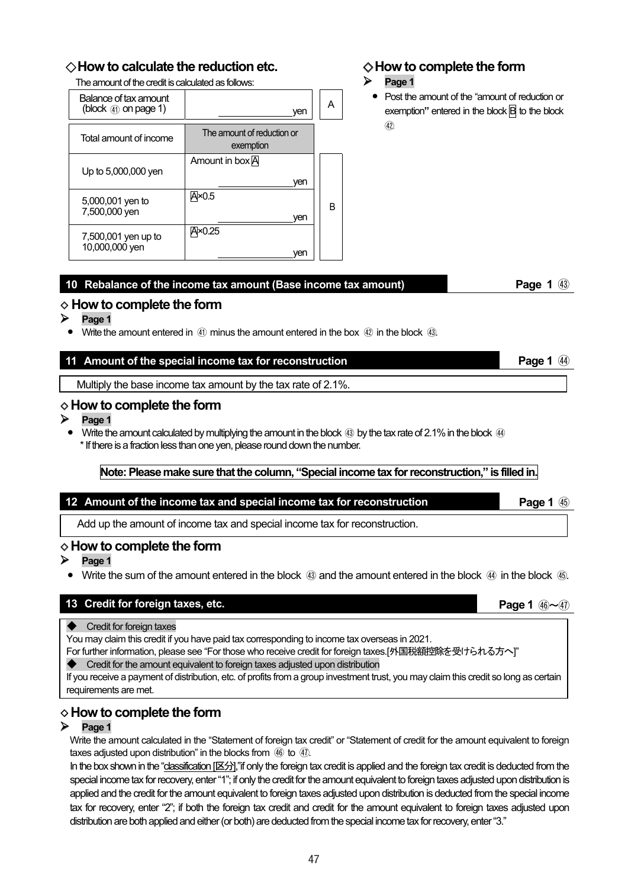## ◇How to calculate the reduction etc.

The amount of the credit is calculated as follows:

| Balance of tax amount (block ㊶ on page 1) | yen | A |
|---|---|---|

| Total amount of income | The amount of reduction or exemption | |
|---|---|---|
| Up to 5,000,000 yen | Amount in box A yen | B |
| 5,000,001 yen to 7,500,000 yen | A×0.5 yen | |
| 7,500,001 yen up to 10,000,000 yen | A×0.25 yen | |

## ◇How to complete the form

➤ **Page 1**

- Post the amount of the "amount of reduction or exemption" entered in the block B to the block ㊷

## 10 Rebalance of the income tax amount (Base income tax amount) — Page 1 ㊸

### ◇ How to complete the form

➤ **Page 1**

- Write the amount entered in ㊶ minus the amount entered in the box ㊷ in the block ㊸.

## 11 Amount of the special income tax for reconstruction — Page 1 ㊹

Multiply the base income tax amount by the tax rate of 2.1%.

### ◇ How to complete the form

➤ **Page 1**

- Write the amount calculated by multiplying the amount in the block ㊸ by the tax rate of 2.1% in the block ㊹
  * If there is a fraction less than one yen, please round down the number.

**Note: Please make sure that the column, "Special income tax for reconstruction," is filled in.**

## 12 Amount of the income tax and special income tax for reconstruction — Page 1 ㊺

Add up the amount of income tax and special income tax for reconstruction.

### ◇ How to complete the form

➤ **Page 1**

- Write the sum of the amount entered in the block ㊸ and the amount entered in the block ㊹ in the block ㊺.

## 13 Credit for foreign taxes, etc. — Page 1 ㊻～㊼

◆ Credit for foreign taxes

You may claim this credit if you have paid tax corresponding to income tax overseas in 2021.

For further information, please see "For those who receive credit for foreign taxes.[外国税額控除を受けられる方へ]"

◆ Credit for the amount equivalent to foreign taxes adjusted upon distribution

If you receive a payment of distribution, etc. of profits from a group investment trust, you may claim this credit so long as certain requirements are met.

### ◇ How to complete the form

➤ **Page 1**

Write the amount calculated in the "Statement of foreign tax credit" or "Statement of credit for the amount equivalent to foreign taxes adjusted upon distribution" in the blocks from ㊻ to ㊼.

In the box shown in the "classification [区分],"if only the foreign tax credit is applied and the foreign tax credit is deducted from the special income tax for recovery, enter "1"; if only the credit for the amount equivalent to foreign taxes adjusted upon distribution is applied and the credit for the amount equivalent to foreign taxes adjusted upon distribution is deducted from the special income tax for recovery, enter "2"; if both the foreign tax credit and credit for the amount equivalent to foreign taxes adjusted upon distribution are both applied and either (or both) are deducted from the special income tax for recovery, enter "3."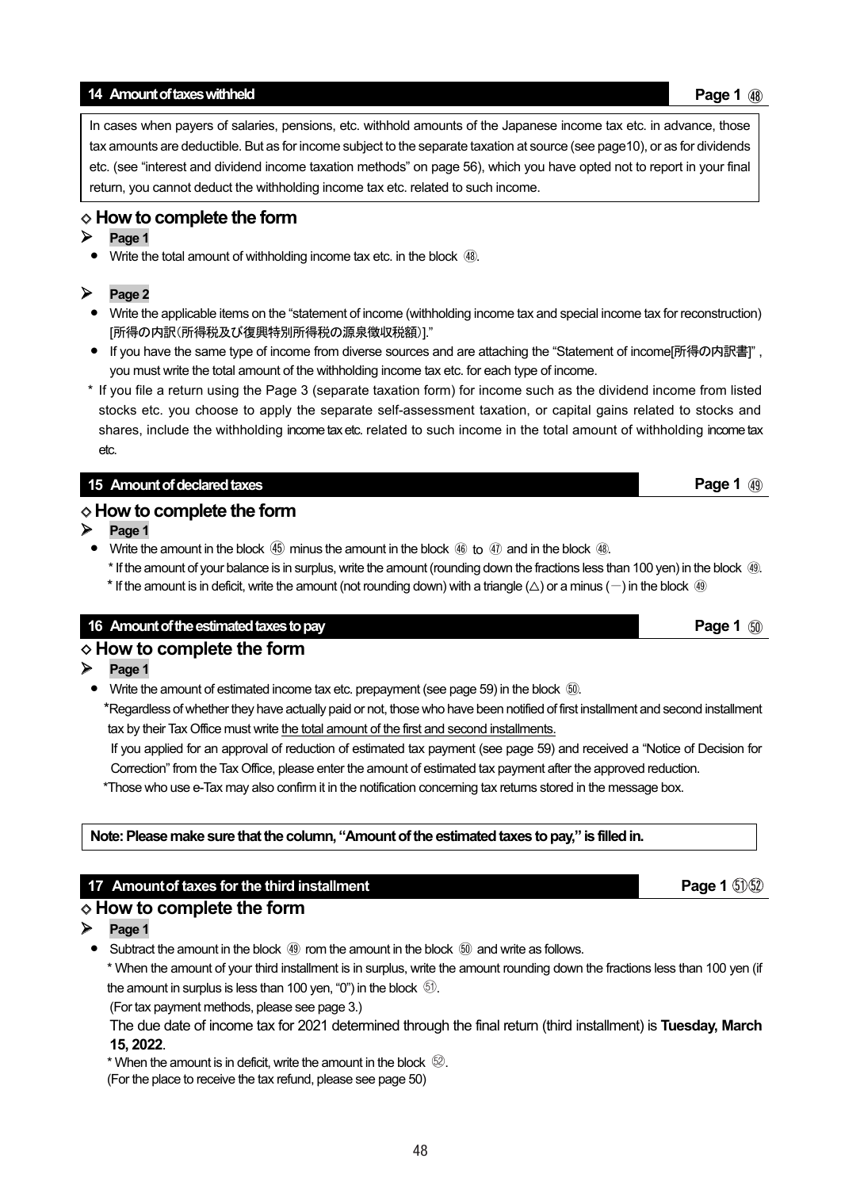## 14 Amount of taxes withheld **Page 1 ㊽**

In cases when payers of salaries, pensions, etc. withhold amounts of the Japanese income tax etc. in advance, those tax amounts are deductible. But as for income subject to the separate taxation at source (see page10), or as for dividends etc. (see "interest and dividend income taxation methods" on page 56), which you have opted not to report in your final return, you cannot deduct the withholding income tax etc. related to such income.

### ◇ How to complete the form

➢ **Page 1**

- Write the total amount of withholding income tax etc. in the block ㊽.

➢ **Page 2**

- Write the applicable items on the "statement of income (withholding income tax and special income tax for reconstruction) [所得の内訳(所得税及び復興特別所得税の源泉徴収税額)]."
- If you have the same type of income from diverse sources and are attaching the "Statement of income[所得の内訳書]", you must write the total amount of the withholding income tax etc. for each type of income.

\* If you file a return using the Page 3 (separate taxation form) for income such as the dividend income from listed stocks etc. you choose to apply the separate self-assessment taxation, or capital gains related to stocks and shares, include the withholding income tax etc. related to such income in the total amount of withholding income tax etc.

## 15 Amount of declared taxes **Page 1 ㊾**

### ◇ How to complete the form

➢ **Page 1**

- Write the amount in the block ㊺ minus the amount in the block ㊻ to ㊼ and in the block ㊽.
  - \* If the amount of your balance is in surplus, write the amount (rounding down the fractions less than 100 yen) in the block ㊾.
  - \* If the amount is in deficit, write the amount (not rounding down) with a triangle (△) or a minus (－) in the block ㊾

## 16 Amount of the estimated taxes to pay **Page 1 ㊿**

### ◇ How to complete the form

➢ **Page 1**

- Write the amount of estimated income tax etc. prepayment (see page 59) in the block ㊿.

  \*Regardless of whether they have actually paid or not, those who have been notified of first installment and second installment tax by their Tax Office must write the total amount of the first and second installments.

  If you applied for an approval of reduction of estimated tax payment (see page 59) and received a "Notice of Decision for Correction" from the Tax Office, please enter the amount of estimated tax payment after the approved reduction.

  \*Those who use e-Tax may also confirm it in the notification concerning tax returns stored in the message box.

**Note: Please make sure that the column, "Amount of the estimated taxes to pay," is filled in.**

## 17 Amount of taxes for the third installment **Page 1 (51)(52)**

### ◇ How to complete the form

➢ **Page 1**

- Subtract the amount in the block ㊾ rom the amount in the block ㊿ and write as follows.

  \* When the amount of your third installment is in surplus, write the amount rounding down the fractions less than 100 yen (if the amount in surplus is less than 100 yen, "0") in the block (51).

  (For tax payment methods, please see page 3.)

  The due date of income tax for 2021 determined through the final return (third installment) is **Tuesday, March 15, 2022**.

  \* When the amount is in deficit, write the amount in the block (52).

  (For the place to receive the tax refund, please see page 50)